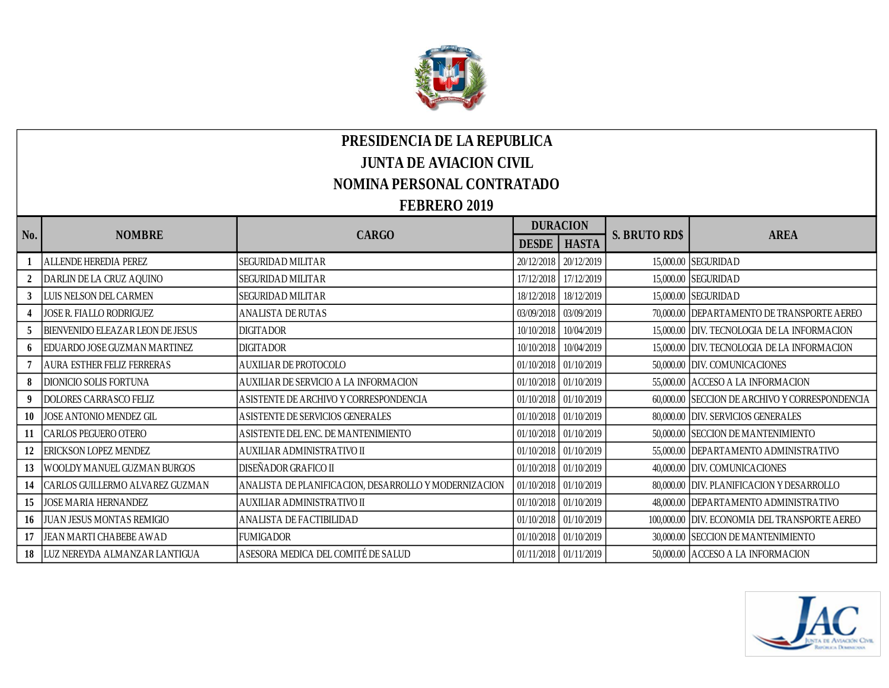# PRESIDENCIA DE LA REPUBLICA

## JUNTA DE AVIACION CIVIL

## NOMINA PERSONAL CONTRATADO

## FEBRERO 2019

| No. | NOMBRE | CARGO | DURACION | | S. BRUTO RD$ | AREA |
|---|---|---|---|---|---|---|
| | | | DESDE | HASTA | | |
| 1 | ALLENDE HEREDIA PEREZ | SEGURIDAD MILITAR | 20/12/2018 | 20/12/2019 | 15,000.00 | SEGURIDAD |
| 2 | DARLIN DE LA CRUZ AQUINO | SEGURIDAD MILITAR | 17/12/2018 | 17/12/2019 | 15,000.00 | SEGURIDAD |
| 3 | LUIS NELSON DEL CARMEN | SEGURIDAD MILITAR | 18/12/2018 | 18/12/2019 | 15,000.00 | SEGURIDAD |
| 4 | JOSE R. FIALLO RODRIGUEZ | ANALISTA DE RUTAS | 03/09/2018 | 03/09/2019 | 70,000.00 | DEPARTAMENTO DE TRANSPORTE AEREO |
| 5 | BIENVENIDO ELEAZAR LEON DE JESUS | DIGITADOR | 10/10/2018 | 10/04/2019 | 15,000.00 | DIV. TECNOLOGIA DE LA INFORMACION |
| 6 | EDUARDO JOSE GUZMAN MARTINEZ | DIGITADOR | 10/10/2018 | 10/04/2019 | 15,000.00 | DIV. TECNOLOGIA DE LA INFORMACION |
| 7 | AURA ESTHER FELIZ FERRERAS | AUXILIAR DE PROTOCOLO | 01/10/2018 | 01/10/2019 | 50,000.00 | DIV. COMUNICACIONES |
| 8 | DIONICIO SOLIS FORTUNA | AUXILIAR DE SERVICIO A LA INFORMACION | 01/10/2018 | 01/10/2019 | 55,000.00 | ACCESO A LA INFORMACION |
| 9 | DOLORES CARRASCO FELIZ | ASISTENTE DE ARCHIVO Y CORRESPONDENCIA | 01/10/2018 | 01/10/2019 | 60,000.00 | SECCION DE ARCHIVO Y CORRESPONDENCIA |
| 10 | JOSE ANTONIO MENDEZ GIL | ASISTENTE DE SERVICIOS GENERALES | 01/10/2018 | 01/10/2019 | 80,000.00 | DIV. SERVICIOS GENERALES |
| 11 | CARLOS PEGUERO OTERO | ASISTENTE DEL ENC. DE MANTENIMIENTO | 01/10/2018 | 01/10/2019 | 50,000.00 | SECCION DE MANTENIMIENTO |
| 12 | ERICKSON LOPEZ MENDEZ | AUXILIAR ADMINISTRATIVO II | 01/10/2018 | 01/10/2019 | 55,000.00 | DEPARTAMENTO ADMINISTRATIVO |
| 13 | WOOLDY MANUEL GUZMAN BURGOS | DISEÑADOR GRAFICO II | 01/10/2018 | 01/10/2019 | 40,000.00 | DIV. COMUNICACIONES |
| 14 | CARLOS GUILLERMO ALVAREZ GUZMAN | ANALISTA DE PLANIFICACION, DESARROLLO Y MODERNIZACION | 01/10/2018 | 01/10/2019 | 80,000.00 | DIV. PLANIFICACION Y DESARROLLO |
| 15 | JOSE MARIA HERNANDEZ | AUXILIAR ADMINISTRATIVO II | 01/10/2018 | 01/10/2019 | 48,000.00 | DEPARTAMENTO ADMINISTRATIVO |
| 16 | JUAN JESUS MONTAS REMIGIO | ANALISTA DE FACTIBILIDAD | 01/10/2018 | 01/10/2019 | 100,000.00 | DIV. ECONOMIA DEL TRANSPORTE AEREO |
| 17 | JEAN MARTI CHABEBE AWAD | FUMIGADOR | 01/10/2018 | 01/10/2019 | 30,000.00 | SECCION DE MANTENIMIENTO |
| 18 | LUZ NEREYDA ALMANZAR LANTIGUA | ASESORA MEDICA DEL COMITÉ DE SALUD | 01/11/2018 | 01/11/2019 | 50,000.00 | ACCESO A LA INFORMACION |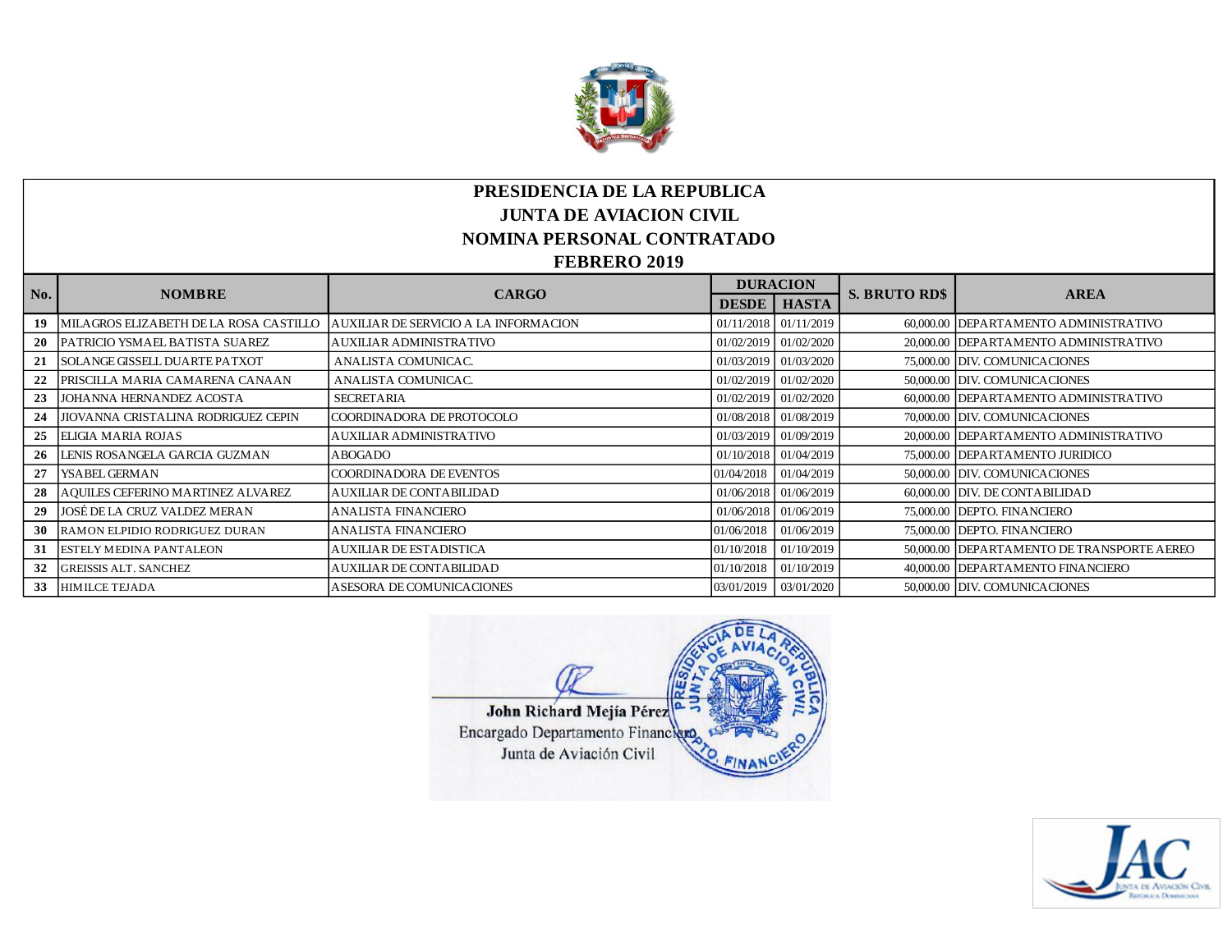# PRESIDENCIA DE LA REPUBLICA
## JUNTA DE AVIACION CIVIL
## NOMINA PERSONAL CONTRATADO
## FEBRERO 2019

| No. | NOMBRE | CARGO | DURACION | | S. BRUTO RD$ | AREA |
|---|---|---|---|---|---|---|
| | | | DESDE | HASTA | | |
| 19 | MILAGROS ELIZABETH DE LA ROSA CASTILLO | AUXILIAR DE SERVICIO A LA INFORMACION | 01/11/2018 | 01/11/2019 | 60,000.00 | DEPARTAMENTO ADMINISTRATIVO |
| 20 | PATRICIO YSMAEL BATISTA SUAREZ | AUXILIAR ADMINISTRATIVO | 01/02/2019 | 01/02/2020 | 20,000.00 | DEPARTAMENTO ADMINISTRATIVO |
| 21 | SOLANGE GISSELL DUARTE PATXOT | ANALISTA COMUNICAC. | 01/03/2019 | 01/03/2020 | 75,000.00 | DIV. COMUNICACIONES |
| 22 | PRISCILLA MARIA CAMARENA CANAAN | ANALISTA COMUNICAC. | 01/02/2019 | 01/02/2020 | 50,000.00 | DIV. COMUNICACIONES |
| 23 | JOHANNA HERNANDEZ ACOSTA | SECRETARIA | 01/02/2019 | 01/02/2020 | 60,000.00 | DEPARTAMENTO ADMINISTRATIVO |
| 24 | JIOVANNA CRISTALINA RODRIGUEZ CEPIN | COORDINADORA DE PROTOCOLO | 01/08/2018 | 01/08/2019 | 70,000.00 | DIV. COMUNICACIONES |
| 25 | ELIGIA MARIA ROJAS | AUXILIAR ADMINISTRATIVO | 01/03/2019 | 01/09/2019 | 20,000.00 | DEPARTAMENTO ADMINISTRATIVO |
| 26 | LENIS ROSANGELA GARCIA GUZMAN | ABOGADO | 01/10/2018 | 01/04/2019 | 75,000.00 | DEPARTAMENTO JURIDICO |
| 27 | YSABEL GERMAN | COORDINADORA DE EVENTOS | 01/04/2018 | 01/04/2019 | 50,000.00 | DIV. COMUNICACIONES |
| 28 | AQUILES CEFERINO MARTINEZ ALVAREZ | AUXILIAR DE CONTABILIDAD | 01/06/2018 | 01/06/2019 | 60,000.00 | DIV. DE CONTABILIDAD |
| 29 | JOSÉ DE LA CRUZ VALDEZ MERAN | ANALISTA FINANCIERO | 01/06/2018 | 01/06/2019 | 75,000.00 | DEPTO. FINANCIERO |
| 30 | RAMON ELPIDIO RODRIGUEZ DURAN | ANALISTA FINANCIERO | 01/06/2018 | 01/06/2019 | 75,000.00 | DEPTO. FINANCIERO |
| 31 | ESTELY MEDINA PANTALEON | AUXILIAR DE ESTADISTICA | 01/10/2018 | 01/10/2019 | 50,000.00 | DEPARTAMENTO DE TRANSPORTE AEREO |
| 32 | GREISSIS ALT. SANCHEZ | AUXILIAR DE CONTABILIDAD | 01/10/2018 | 01/10/2019 | 40,000.00 | DEPARTAMENTO FINANCIERO |
| 33 | HIMILCE TEJADA | ASESORA DE COMUNICACIONES | 03/01/2019 | 03/01/2020 | 50,000.00 | DIV. COMUNICACIONES |

**John Richard Mejía Pérez**
Encargado Departamento Financiero
Junta de Aviación Civil